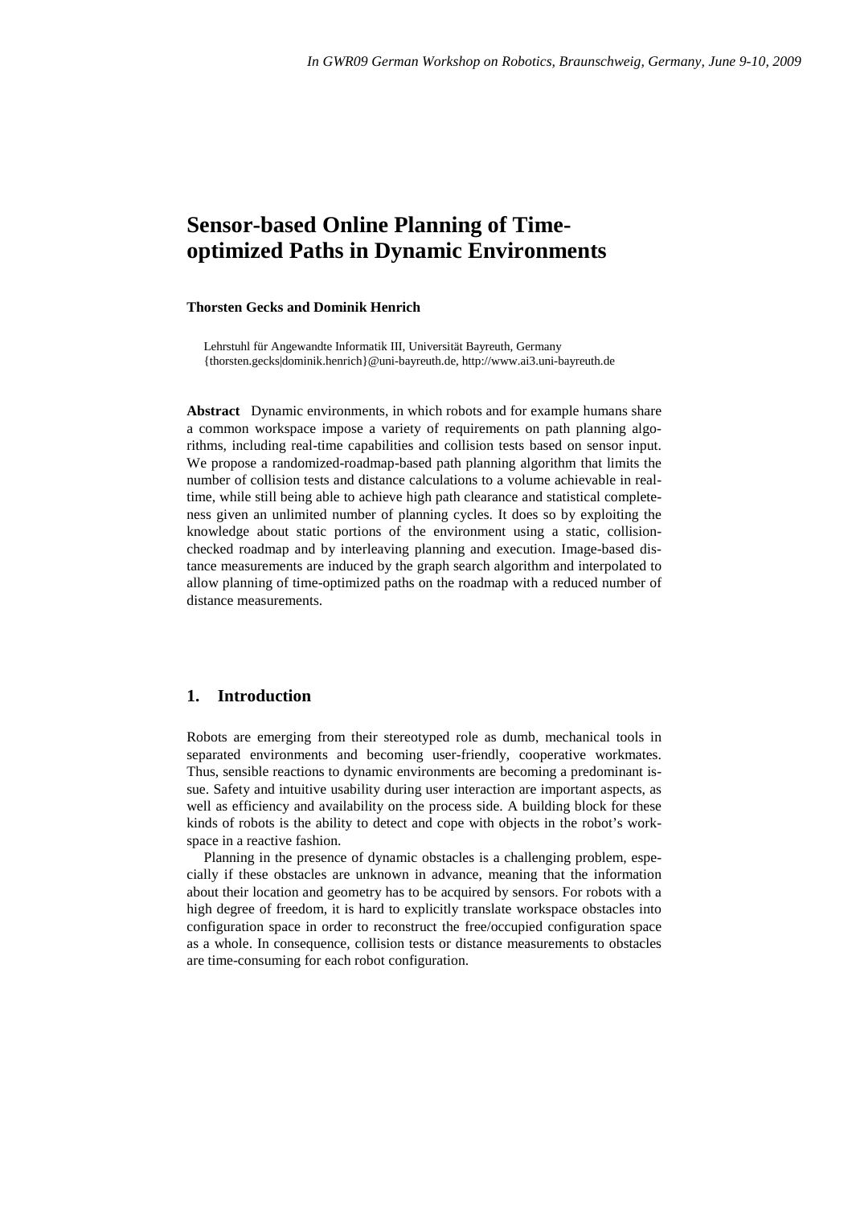*In GWR09 German Workshop on Robotics, Braunschweig, Germany, June 9-10, 2009*

# Sensor-based Online Planning of Time-optimized Paths in Dynamic Environments

**Thorsten Gecks and Dominik Henrich**

Lehrstuhl für Angewandte Informatik III, Universität Bayreuth, Germany
{thorsten.gecks|dominik.henrich}@uni-bayreuth.de, http://www.ai3.uni-bayreuth.de

**Abstract** Dynamic environments, in which robots and for example humans share a common workspace impose a variety of requirements on path planning algorithms, including real-time capabilities and collision tests based on sensor input. We propose a randomized-roadmap-based path planning algorithm that limits the number of collision tests and distance calculations to a volume achievable in real-time, while still being able to achieve high path clearance and statistical completeness given an unlimited number of planning cycles. It does so by exploiting the knowledge about static portions of the environment using a static, collision-checked roadmap and by interleaving planning and execution. Image-based distance measurements are induced by the graph search algorithm and interpolated to allow planning of time-optimized paths on the roadmap with a reduced number of distance measurements.

## 1. Introduction

Robots are emerging from their stereotyped role as dumb, mechanical tools in separated environments and becoming user-friendly, cooperative workmates. Thus, sensible reactions to dynamic environments are becoming a predominant issue. Safety and intuitive usability during user interaction are important aspects, as well as efficiency and availability on the process side. A building block for these kinds of robots is the ability to detect and cope with objects in the robot's workspace in a reactive fashion.

Planning in the presence of dynamic obstacles is a challenging problem, especially if these obstacles are unknown in advance, meaning that the information about their location and geometry has to be acquired by sensors. For robots with a high degree of freedom, it is hard to explicitly translate workspace obstacles into configuration space in order to reconstruct the free/occupied configuration space as a whole. In consequence, collision tests or distance measurements to obstacles are time-consuming for each robot configuration.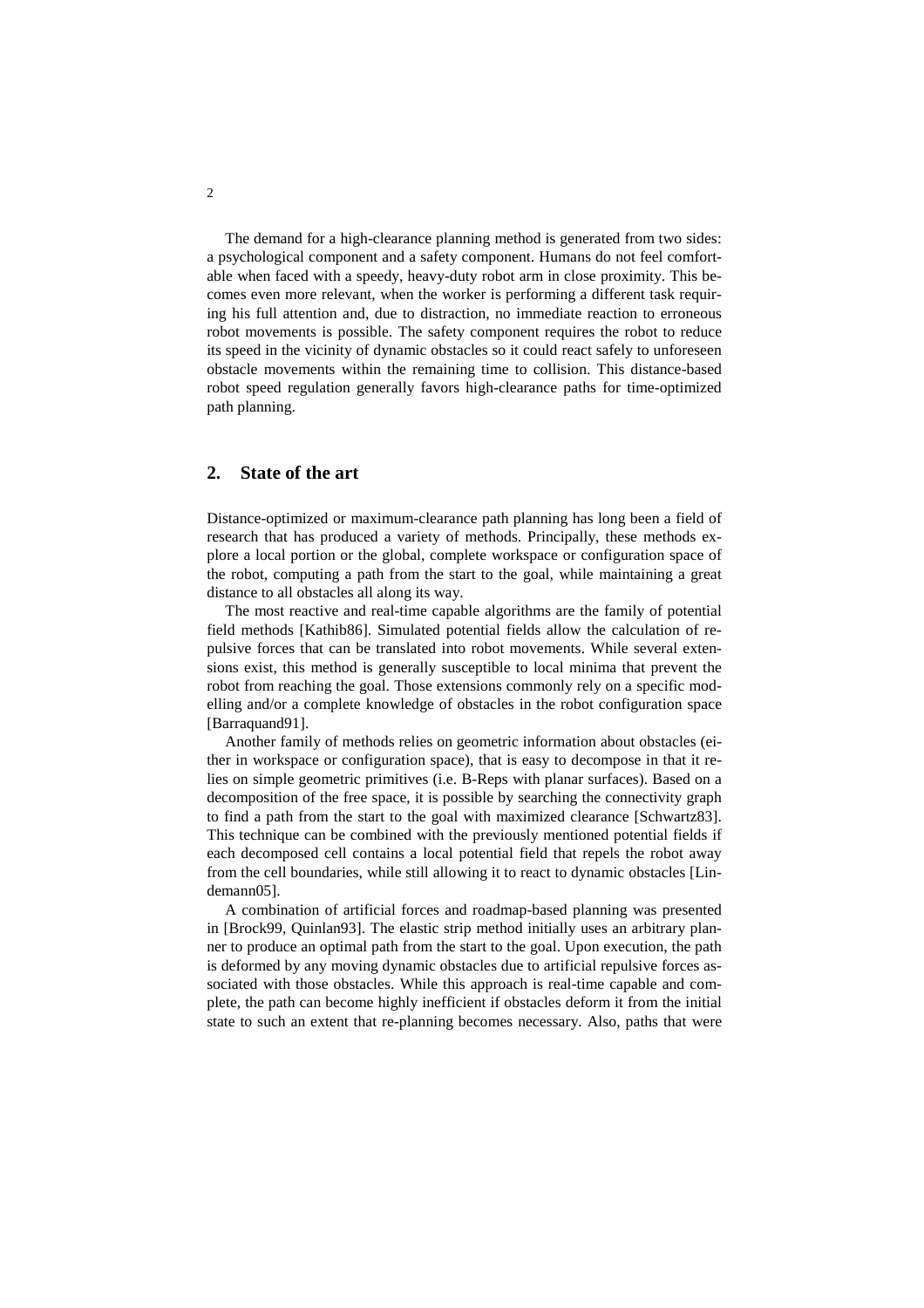The demand for a high-clearance planning method is generated from two sides: a psychological component and a safety component. Humans do not feel comfortable when faced with a speedy, heavy-duty robot arm in close proximity. This becomes even more relevant, when the worker is performing a different task requiring his full attention and, due to distraction, no immediate reaction to erroneous robot movements is possible. The safety component requires the robot to reduce its speed in the vicinity of dynamic obstacles so it could react safely to unforeseen obstacle movements within the remaining time to collision. This distance-based robot speed regulation generally favors high-clearance paths for time-optimized path planning.

## 2. State of the art

Distance-optimized or maximum-clearance path planning has long been a field of research that has produced a variety of methods. Principally, these methods explore a local portion or the global, complete workspace or configuration space of the robot, computing a path from the start to the goal, while maintaining a great distance to all obstacles all along its way.

The most reactive and real-time capable algorithms are the family of potential field methods [Kathib86]. Simulated potential fields allow the calculation of repulsive forces that can be translated into robot movements. While several extensions exist, this method is generally susceptible to local minima that prevent the robot from reaching the goal. Those extensions commonly rely on a specific modelling and/or a complete knowledge of obstacles in the robot configuration space [Barraquand91].

Another family of methods relies on geometric information about obstacles (either in workspace or configuration space), that is easy to decompose in that it relies on simple geometric primitives (i.e. B-Reps with planar surfaces). Based on a decomposition of the free space, it is possible by searching the connectivity graph to find a path from the start to the goal with maximized clearance [Schwartz83]. This technique can be combined with the previously mentioned potential fields if each decomposed cell contains a local potential field that repels the robot away from the cell boundaries, while still allowing it to react to dynamic obstacles [Lindemann05].

A combination of artificial forces and roadmap-based planning was presented in [Brock99, Quinlan93]. The elastic strip method initially uses an arbitrary planner to produce an optimal path from the start to the goal. Upon execution, the path is deformed by any moving dynamic obstacles due to artificial repulsive forces associated with those obstacles. While this approach is real-time capable and complete, the path can become highly inefficient if obstacles deform it from the initial state to such an extent that re-planning becomes necessary. Also, paths that were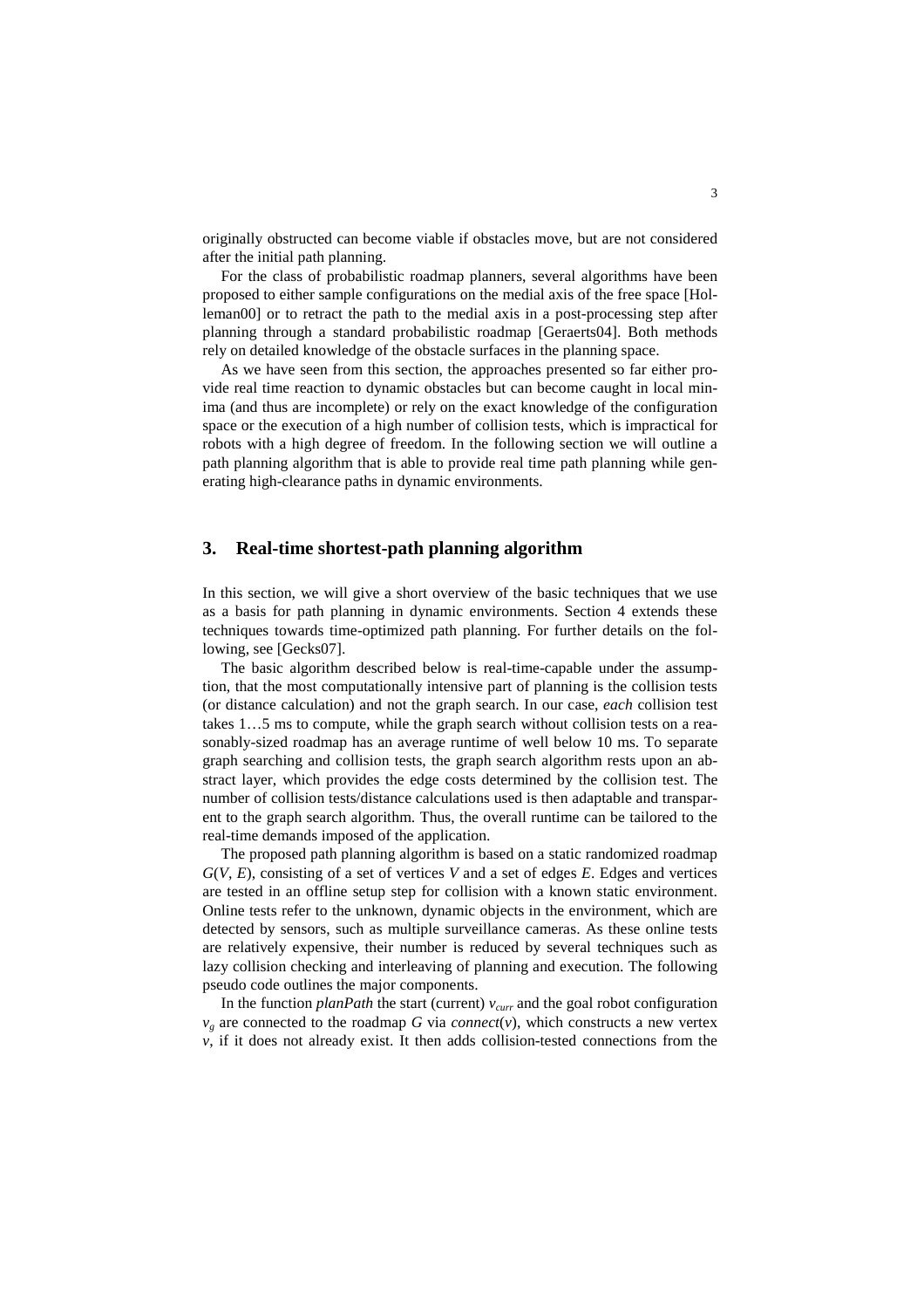originally obstructed can become viable if obstacles move, but are not considered after the initial path planning.

For the class of probabilistic roadmap planners, several algorithms have been proposed to either sample configurations on the medial axis of the free space [Holleman00] or to retract the path to the medial axis in a post-processing step after planning through a standard probabilistic roadmap [Geraerts04]. Both methods rely on detailed knowledge of the obstacle surfaces in the planning space.

As we have seen from this section, the approaches presented so far either provide real time reaction to dynamic obstacles but can become caught in local minima (and thus are incomplete) or rely on the exact knowledge of the configuration space or the execution of a high number of collision tests, which is impractical for robots with a high degree of freedom. In the following section we will outline a path planning algorithm that is able to provide real time path planning while generating high-clearance paths in dynamic environments.

## 3. Real-time shortest-path planning algorithm

In this section, we will give a short overview of the basic techniques that we use as a basis for path planning in dynamic environments. Section 4 extends these techniques towards time-optimized path planning. For further details on the following, see [Gecks07].

The basic algorithm described below is real-time-capable under the assumption, that the most computationally intensive part of planning is the collision tests (or distance calculation) and not the graph search. In our case, *each* collision test takes 1…5 ms to compute, while the graph search without collision tests on a reasonably-sized roadmap has an average runtime of well below 10 ms. To separate graph searching and collision tests, the graph search algorithm rests upon an abstract layer, which provides the edge costs determined by the collision test. The number of collision tests/distance calculations used is then adaptable and transparent to the graph search algorithm. Thus, the overall runtime can be tailored to the real-time demands imposed of the application.

The proposed path planning algorithm is based on a static randomized roadmap $G(V, E)$, consisting of a set of vertices $V$ and a set of edges $E$. Edges and vertices are tested in an offline setup step for collision with a known static environment. Online tests refer to the unknown, dynamic objects in the environment, which are detected by sensors, such as multiple surveillance cameras. As these online tests are relatively expensive, their number is reduced by several techniques such as lazy collision checking and interleaving of planning and execution. The following pseudo code outlines the major components.

In the function *planPath* the start (current) $v_{curr}$ and the goal robot configuration $v_g$ are connected to the roadmap $G$ via *connect*($v$), which constructs a new vertex $v$, if it does not already exist. It then adds collision-tested connections from the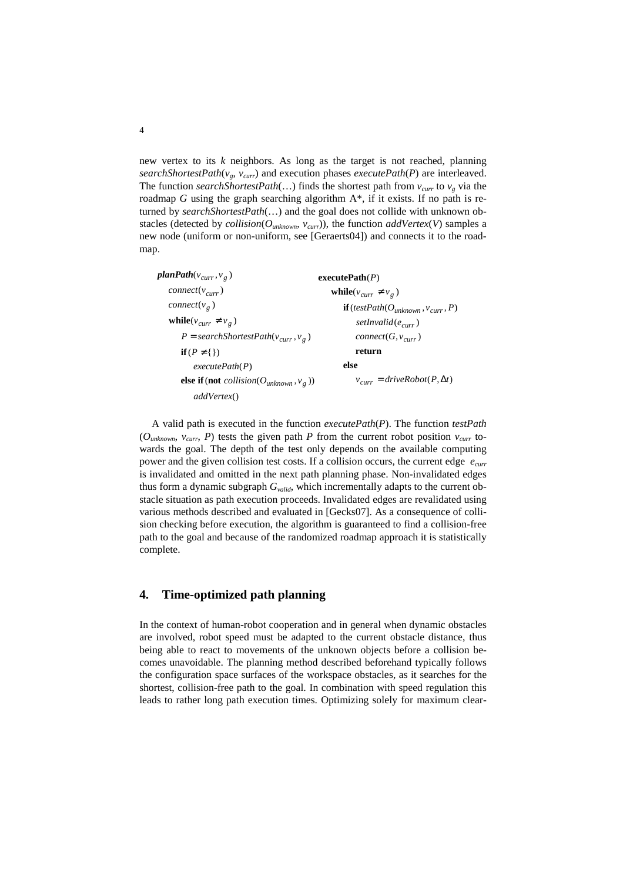new vertex to its $k$ neighbors. As long as the target is not reached, planning *searchShortestPath*($v_g$, $v_{curr}$) and execution phases *executePath*($P$) are interleaved. The function *searchShortestPath*(…) finds the shortest path from $v_{curr}$ to $v_g$ via the roadmap $G$ using the graph searching algorithm A\*, if it exists. If no path is returned by *searchShortestPath*(…) and the goal does not collide with unknown obstacles (detected by *collision*($O_{unknown}$, $v_{curr}$)), the function *addVertex*($V$) samples a new node (uniform or non-uniform, see [Geraerts04]) and connects it to the roadmap.

```
planPath(v_curr, v_g)
   connect(v_curr)
   connect(v_g)
   while(v_curr ≠ v_g)
      P = searchShortestPath(v_curr, v_g)
      if (P ≠ {})
         executePath(P)
      else if (not collision(O_unknown, v_g))
         addVertex()

executePath(P)
   while(v_curr ≠ v_g)
      if (testPath(O_unknown, v_curr, P)
         setInvalid(e_curr)
         connect(G, v_curr)
         return
      else
         v_curr = driveRobot(P, Δt)
```

A valid path is executed in the function *executePath*($P$). The function *testPath* ($O_{unknown}$, $v_{curr}$, $P$) tests the given path $P$ from the current robot position $v_{curr}$ towards the goal. The depth of the test only depends on the available computing power and the given collision test costs. If a collision occurs, the current edge $e_{curr}$ is invalidated and omitted in the next path planning phase. Non-invalidated edges thus form a dynamic subgraph $G_{valid}$, which incrementally adapts to the current obstacle situation as path execution proceeds. Invalidated edges are revalidated using various methods described and evaluated in [Gecks07]. As a consequence of collision checking before execution, the algorithm is guaranteed to find a collision-free path to the goal and because of the randomized roadmap approach it is statistically complete.

## 4. Time-optimized path planning

In the context of human-robot cooperation and in general when dynamic obstacles are involved, robot speed must be adapted to the current obstacle distance, thus being able to react to movements of the unknown objects before a collision becomes unavoidable. The planning method described beforehand typically follows the configuration space surfaces of the workspace obstacles, as it searches for the shortest, collision-free path to the goal. In combination with speed regulation this leads to rather long path execution times. Optimizing solely for maximum clear-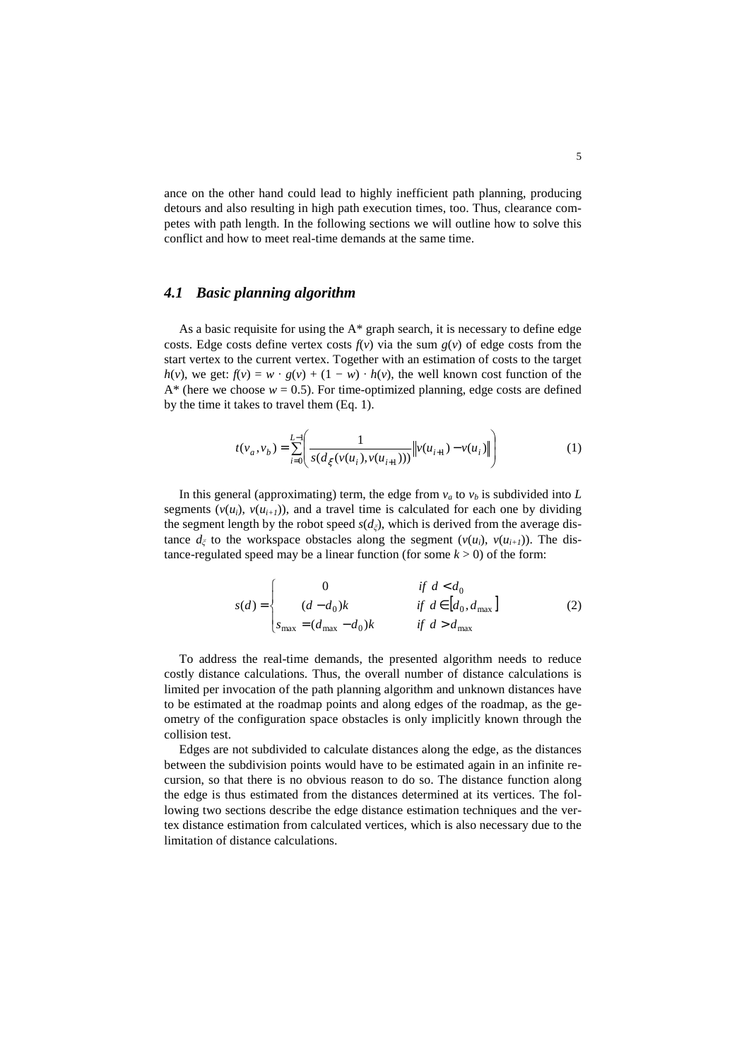ance on the other hand could lead to highly inefficient path planning, producing detours and also resulting in high path execution times, too. Thus, clearance competes with path length. In the following sections we will outline how to solve this conflict and how to meet real-time demands at the same time.

### 4.1 Basic planning algorithm

As a basic requisite for using the A* graph search, it is necessary to define edge costs. Edge costs define vertex costs $f(v)$ via the sum $g(v)$ of edge costs from the start vertex to the current vertex. Together with an estimation of costs to the target $h(v)$, we get: $f(v) = w \cdot g(v) + (1 - w) \cdot h(v)$, the well known cost function of the A* (here we choose $w = 0.5$). For time-optimized planning, edge costs are defined by the time it takes to travel them (Eq. 1).

$$t(v_a, v_b) = \sum_{i=0}^{L-1} \left( \frac{1}{s(d_\xi(v(u_i), v(u_{i+1})))} \left\| v(u_{i+1}) - v(u_i) \right\| \right) \tag{1}$$

In this general (approximating) term, the edge from $v_a$ to $v_b$ is subdivided into $L$ segments $(v(u_i), v(u_{i+1}))$, and a travel time is calculated for each one by dividing the segment length by the robot speed $s(d_\xi)$, which is derived from the average distance $d_\xi$ to the workspace obstacles along the segment $(v(u_i), v(u_{i+1}))$. The distance-regulated speed may be a linear function (for some $k > 0$) of the form:

$$s(d) = \begin{cases} 0 & \text{if } d < d_0 \\ (d - d_0)k & \text{if } d \in [d_0, d_{\max}] \\ s_{\max} = (d_{\max} - d_0)k & \text{if } d > d_{\max} \end{cases} \tag{2}$$

To address the real-time demands, the presented algorithm needs to reduce costly distance calculations. Thus, the overall number of distance calculations is limited per invocation of the path planning algorithm and unknown distances have to be estimated at the roadmap points and along edges of the roadmap, as the geometry of the configuration space obstacles is only implicitly known through the collision test.

Edges are not subdivided to calculate distances along the edge, as the distances between the subdivision points would have to be estimated again in an infinite recursion, so that there is no obvious reason to do so. The distance function along the edge is thus estimated from the distances determined at its vertices. The following two sections describe the edge distance estimation techniques and the vertex distance estimation from calculated vertices, which is also necessary due to the limitation of distance calculations.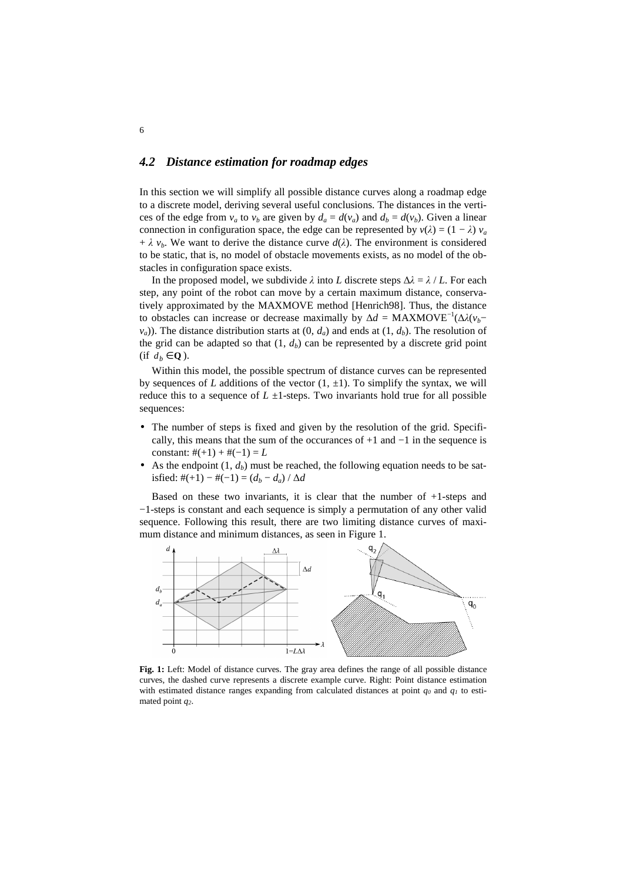### 4.2 Distance estimation for roadmap edges

In this section we will simplify all possible distance curves along a roadmap edge to a discrete model, deriving several useful conclusions. The distances in the vertices of the edge from $v_a$ to $v_b$ are given by $d_a = d(v_a)$ and $d_b = d(v_b)$. Given a linear connection in configuration space, the edge can be represented by $v(\lambda) = (1 - \lambda)\, v_a + \lambda\, v_b$. We want to derive the distance curve $d(\lambda)$. The environment is considered to be static, that is, no model of obstacle movements exists, as no model of the obstacles in configuration space exists.

In the proposed model, we subdivide $\lambda$ into $L$ discrete steps $\Delta\lambda = \lambda / L$. For each step, any point of the robot can move by a certain maximum distance, conservatively approximated by the MAXMOVE method [Henrich98]. Thus, the distance to obstacles can increase or decrease maximally by $\Delta d = \text{MAXMOVE}^{-1}(\Delta\lambda(v_b - v_a))$. The distance distribution starts at $(0, d_a)$ and ends at $(1, d_b)$. The resolution of the grid can be adapted so that $(1, d_b)$ can be represented by a discrete grid point (if $d_b \in \mathbf{Q}$).

Within this model, the possible spectrum of distance curves can be represented by sequences of $L$ additions of the vector $(1, \pm 1)$. To simplify the syntax, we will reduce this to a sequence of $L$ $\pm 1$-steps. Two invariants hold true for all possible sequences:

- The number of steps is fixed and given by the resolution of the grid. Specifically, this means that the sum of the occurances of +1 and −1 in the sequence is constant: $\#(+1) + \#(-1) = L$
- As the endpoint $(1, d_b)$ must be reached, the following equation needs to be satisfied: $\#(+1) - \#(-1) = (d_b - d_a) / \Delta d$

Based on these two invariants, it is clear that the number of +1-steps and −1-steps is constant and each sequence is simply a permutation of any other valid sequence. Following this result, there are two limiting distance curves of maximum distance and minimum distances, as seen in Figure 1.

**Fig. 1:** Left: Model of distance curves. The gray area defines the range of all possible distance curves, the dashed curve represents a discrete example curve. Right: Point distance estimation with estimated distance ranges expanding from calculated distances at point $q_0$ and $q_1$ to estimated point $q_2$.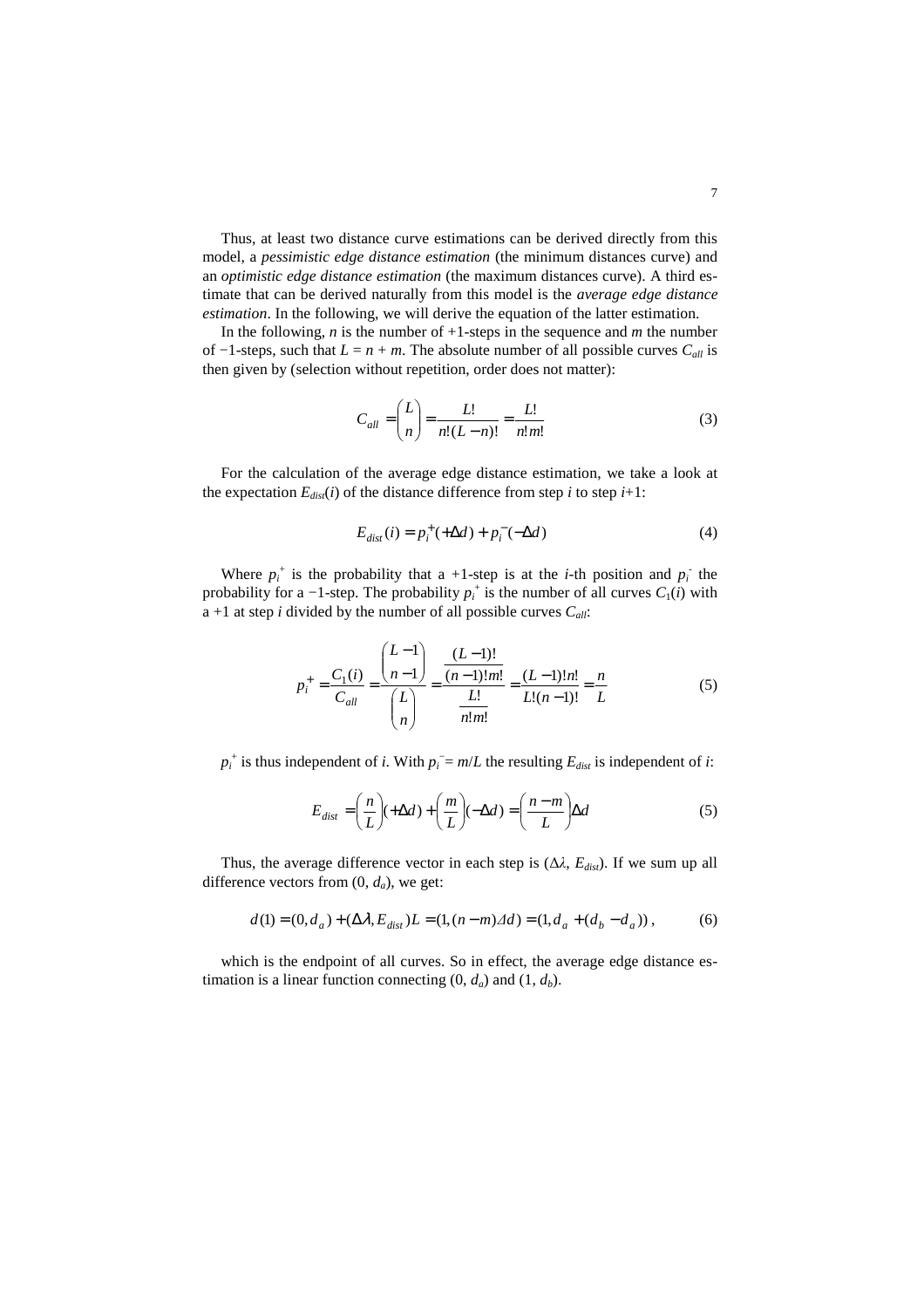Thus, at least two distance curve estimations can be derived directly from this model, a *pessimistic edge distance estimation* (the minimum distances curve) and an *optimistic edge distance estimation* (the maximum distances curve). A third estimate that can be derived naturally from this model is the *average edge distance estimation*. In the following, we will derive the equation of the latter estimation.

In the following, $n$ is the number of +1-steps in the sequence and $m$ the number of −1-steps, such that $L = n + m$. The absolute number of all possible curves $C_{all}$ is then given by (selection without repetition, order does not matter):

$$C_{all} = \binom{L}{n} = \frac{L!}{n!(L-n)!} = \frac{L!}{n!m!} \tag{3}$$

For the calculation of the average edge distance estimation, we take a look at the expectation $E_{dist}(i)$ of the distance difference from step $i$ to step $i$+1:

$$E_{dist}(i) = p_i^{+}(+\Delta d) + p_i^{-}(-\Delta d) \tag{4}$$

Where $p_i^{+}$ is the probability that a +1-step is at the $i$-th position and $p_i^{-}$ the probability for a −1-step. The probability $p_i^{+}$ is the number of all curves $C_1(i)$ with a +1 at step $i$ divided by the number of all possible curves $C_{all}$:

$$p_i^{+} = \frac{C_1(i)}{C_{all}} = \frac{\binom{L-1}{n-1}}{\binom{L}{n}} = \frac{\frac{(L-1)!}{(n-1)!m!}}{\frac{L!}{n!m!}} = \frac{(L-1)!n!}{L!(n-1)!} = \frac{n}{L} \tag{5}$$

$p_i^{+}$ is thus independent of $i$. With $p_i^{-} = m/L$ the resulting $E_{dist}$ is independent of $i$:

$$E_{dist} = \left(\frac{n}{L}\right)(+\Delta d) + \left(\frac{m}{L}\right)(-\Delta d) = \left(\frac{n-m}{L}\right)\Delta d \tag{5}$$

Thus, the average difference vector in each step is ($\Delta\lambda$, $E_{dist}$). If we sum up all difference vectors from $(0, d_a)$, we get:

$$d(1) = (0, d_a) + (\Delta\lambda, E_{dist})L = (1, (n-m)\Delta d) = (1, d_a + (d_b - d_a)), \tag{6}$$

which is the endpoint of all curves. So in effect, the average edge distance estimation is a linear function connecting $(0, d_a)$ and $(1, d_b)$.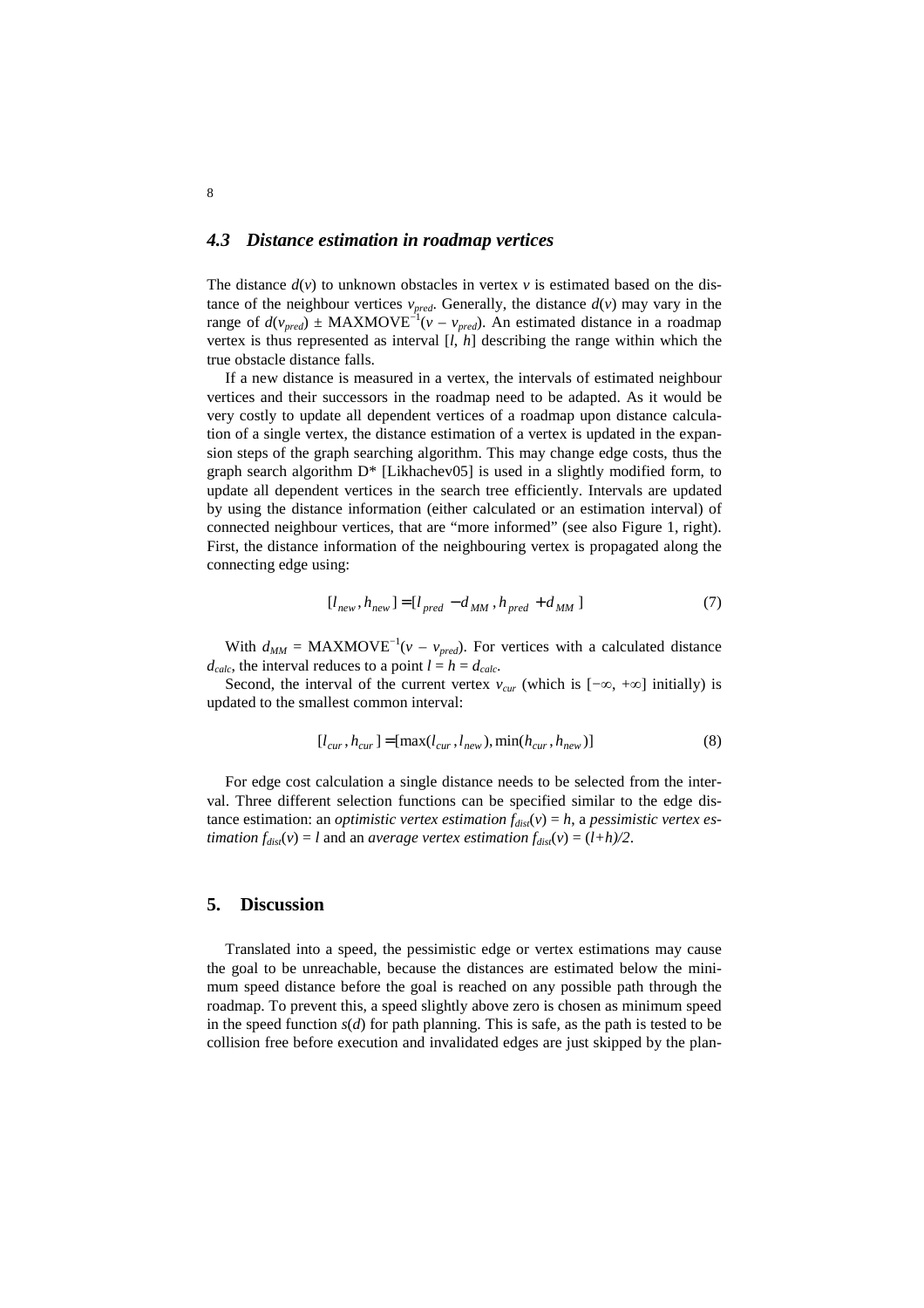### 4.3 Distance estimation in roadmap vertices

The distance $d(v)$ to unknown obstacles in vertex $v$ is estimated based on the distance of the neighbour vertices $v_{pred}$. Generally, the distance $d(v)$ may vary in the range of $d(v_{pred}) \pm \text{MAXMOVE}^{-1}(v - v_{pred})$. An estimated distance in a roadmap vertex is thus represented as interval $[l, h]$ describing the range within which the true obstacle distance falls.

If a new distance is measured in a vertex, the intervals of estimated neighbour vertices and their successors in the roadmap need to be adapted. As it would be very costly to update all dependent vertices of a roadmap upon distance calculation of a single vertex, the distance estimation of a vertex is updated in the expansion steps of the graph searching algorithm. This may change edge costs, thus the graph search algorithm D* [Likhachev05] is used in a slightly modified form, to update all dependent vertices in the search tree efficiently. Intervals are updated by using the distance information (either calculated or an estimation interval) of connected neighbour vertices, that are "more informed" (see also Figure 1, right). First, the distance information of the neighbouring vertex is propagated along the connecting edge using:

$$[l_{new}, h_{new}] = [l_{pred} - d_{MM}, h_{pred} + d_{MM}] \tag{7}$$

With $d_{MM} = \text{MAXMOVE}^{-1}(v - v_{pred})$. For vertices with a calculated distance $d_{calc}$, the interval reduces to a point $l = h = d_{calc}$.

Second, the interval of the current vertex $v_{cur}$ (which is $[-\infty, +\infty]$ initially) is updated to the smallest common interval:

$$[l_{cur}, h_{cur}] = [\max(l_{cur}, l_{new}), \min(h_{cur}, h_{new})] \tag{8}$$

For edge cost calculation a single distance needs to be selected from the interval. Three different selection functions can be specified similar to the edge distance estimation: an *optimistic vertex estimation* $f_{dist}(v) = h$, a *pessimistic vertex estimation* $f_{dist}(v) = l$ and an *average vertex estimation* $f_{dist}(v) = (l+h)/2$.

## 5. Discussion

Translated into a speed, the pessimistic edge or vertex estimations may cause the goal to be unreachable, because the distances are estimated below the minimum speed distance before the goal is reached on any possible path through the roadmap. To prevent this, a speed slightly above zero is chosen as minimum speed in the speed function $s(d)$ for path planning. This is safe, as the path is tested to be collision free before execution and invalidated edges are just skipped by the plan-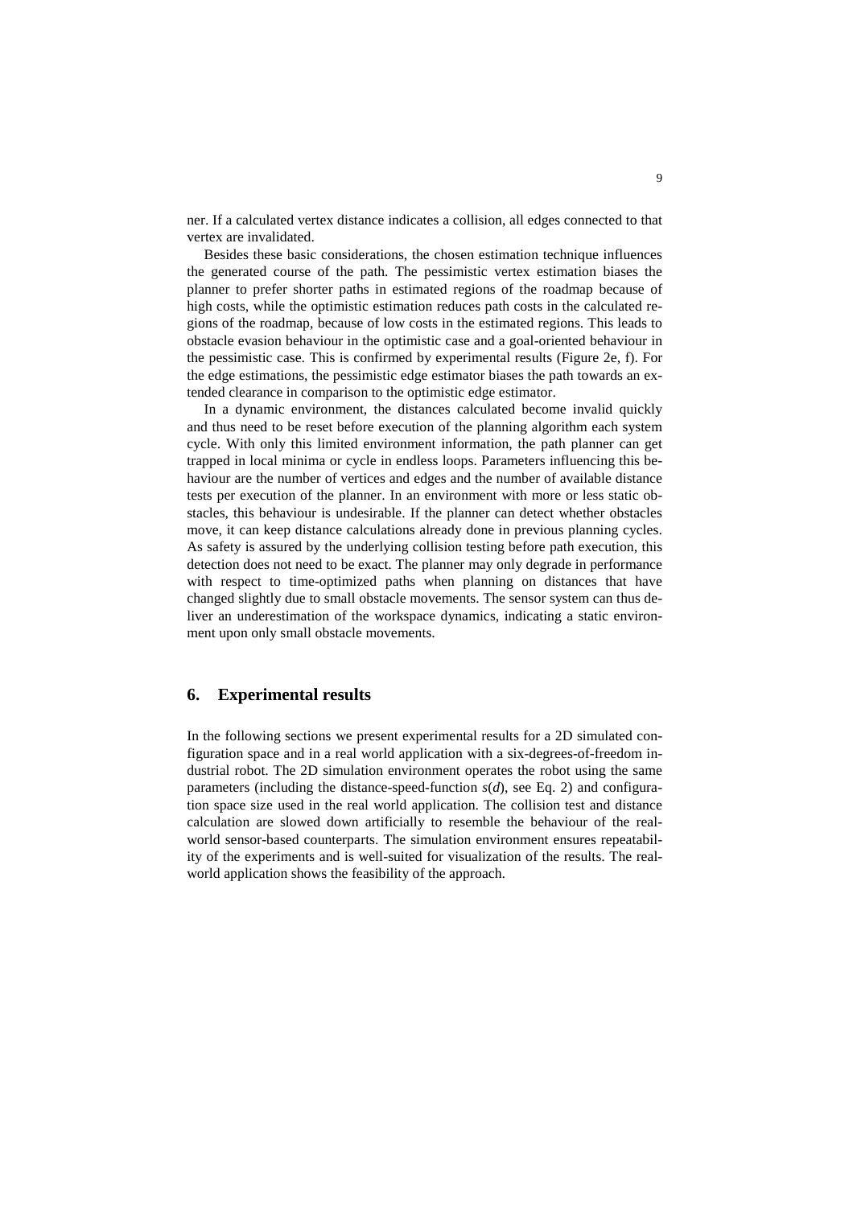ner. If a calculated vertex distance indicates a collision, all edges connected to that vertex are invalidated.

Besides these basic considerations, the chosen estimation technique influences the generated course of the path. The pessimistic vertex estimation biases the planner to prefer shorter paths in estimated regions of the roadmap because of high costs, while the optimistic estimation reduces path costs in the calculated regions of the roadmap, because of low costs in the estimated regions. This leads to obstacle evasion behaviour in the optimistic case and a goal-oriented behaviour in the pessimistic case. This is confirmed by experimental results (Figure 2e, f). For the edge estimations, the pessimistic edge estimator biases the path towards an extended clearance in comparison to the optimistic edge estimator.

In a dynamic environment, the distances calculated become invalid quickly and thus need to be reset before execution of the planning algorithm each system cycle. With only this limited environment information, the path planner can get trapped in local minima or cycle in endless loops. Parameters influencing this behaviour are the number of vertices and edges and the number of available distance tests per execution of the planner. In an environment with more or less static obstacles, this behaviour is undesirable. If the planner can detect whether obstacles move, it can keep distance calculations already done in previous planning cycles. As safety is assured by the underlying collision testing before path execution, this detection does not need to be exact. The planner may only degrade in performance with respect to time-optimized paths when planning on distances that have changed slightly due to small obstacle movements. The sensor system can thus deliver an underestimation of the workspace dynamics, indicating a static environment upon only small obstacle movements.

## 6. Experimental results

In the following sections we present experimental results for a 2D simulated configuration space and in a real world application with a six-degrees-of-freedom industrial robot. The 2D simulation environment operates the robot using the same parameters (including the distance-speed-function $s(d)$, see Eq. 2) and configuration space size used in the real world application. The collision test and distance calculation are slowed down artificially to resemble the behaviour of the real-world sensor-based counterparts. The simulation environment ensures repeatability of the experiments and is well-suited for visualization of the results. The real-world application shows the feasibility of the approach.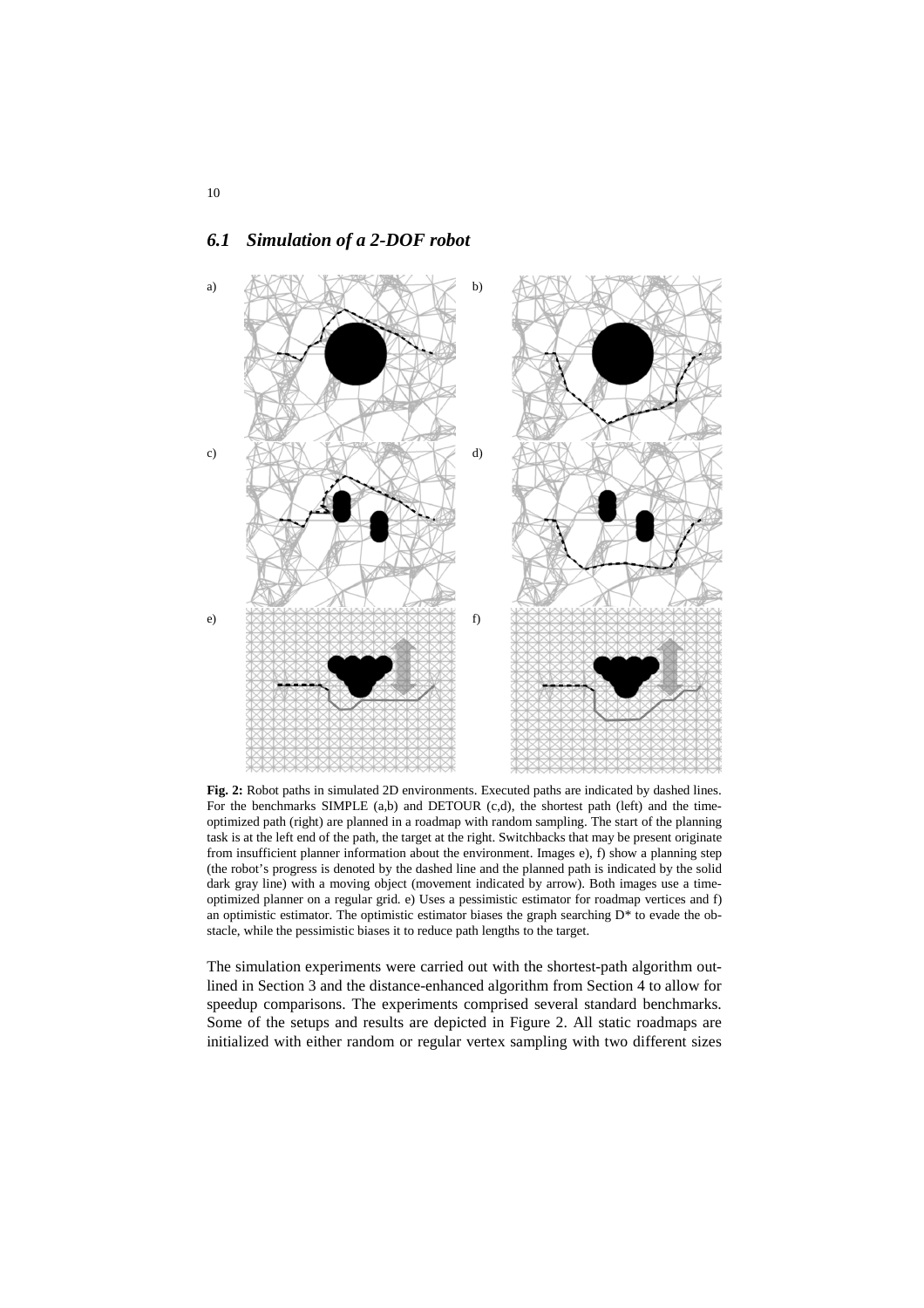## 6.1 Simulation of a 2-DOF robot

**Fig. 2:** Robot paths in simulated 2D environments. Executed paths are indicated by dashed lines. For the benchmarks SIMPLE (a,b) and DETOUR (c,d), the shortest path (left) and the time-optimized path (right) are planned in a roadmap with random sampling. The start of the planning task is at the left end of the path, the target at the right. Switchbacks that may be present originate from insufficient planner information about the environment. Images e), f) show a planning step (the robot's progress is denoted by the dashed line and the planned path is indicated by the solid dark gray line) with a moving object (movement indicated by arrow). Both images use a time-optimized planner on a regular grid. e) Uses a pessimistic estimator for roadmap vertices and f) an optimistic estimator. The optimistic estimator biases the graph searching D* to evade the obstacle, while the pessimistic biases it to reduce path lengths to the target.

The simulation experiments were carried out with the shortest-path algorithm outlined in Section 3 and the distance-enhanced algorithm from Section 4 to allow for speedup comparisons. The experiments comprised several standard benchmarks. Some of the setups and results are depicted in Figure 2. All static roadmaps are initialized with either random or regular vertex sampling with two different sizes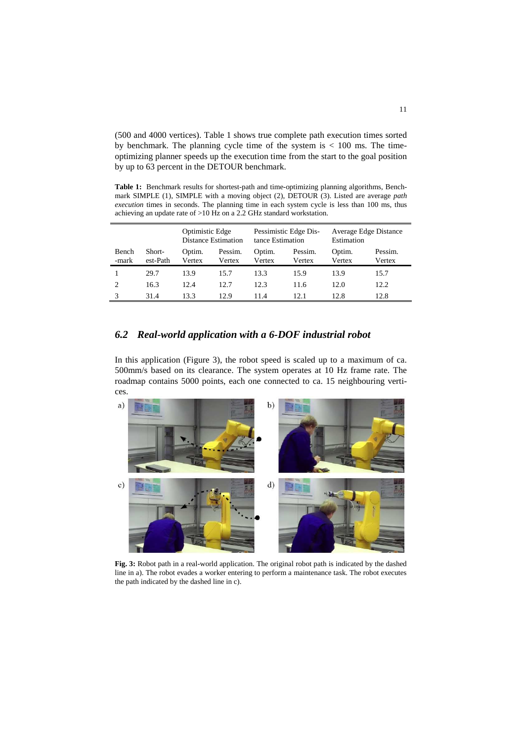(500 and 4000 vertices). Table 1 shows true complete path execution times sorted by benchmark. The planning cycle time of the system is < 100 ms. The time-optimizing planner speeds up the execution time from the start to the goal position by up to 63 percent in the DETOUR benchmark.

**Table 1:** Benchmark results for shortest-path and time-optimizing planning algorithms, Benchmark SIMPLE (1), SIMPLE with a moving object (2), DETOUR (3). Listed are average *path execution* times in seconds. The planning time in each system cycle is less than 100 ms, thus achieving an update rate of >10 Hz on a 2.2 GHz standard workstation.

| | | Optimistic Edge Distance Estimation | | Pessimistic Edge Distance Estimation | | Average Edge Distance Estimation | |
|---|---|---|---|---|---|---|---|
| Bench-mark | Shortest-Path | Optim. Vertex | Pessim. Vertex | Optim. Vertex | Pessim. Vertex | Optim. Vertex | Pessim. Vertex |
| 1 | 29.7 | 13.9 | 15.7 | 13.3 | 15.9 | 13.9 | 15.7 |
| 2 | 16.3 | 12.4 | 12.7 | 12.3 | 11.6 | 12.0 | 12.2 |
| 3 | 31.4 | 13.3 | 12.9 | 11.4 | 12.1 | 12.8 | 12.8 |

## *6.2 Real-world application with a 6-DOF industrial robot*

In this application (Figure 3), the robot speed is scaled up to a maximum of ca. 500mm/s based on its clearance. The system operates at 10 Hz frame rate. The roadmap contains 5000 points, each one connected to ca. 15 neighbouring vertices.

**Fig. 3:** Robot path in a real-world application. The original robot path is indicated by the dashed line in a). The robot evades a worker entering to perform a maintenance task. The robot executes the path indicated by the dashed line in c).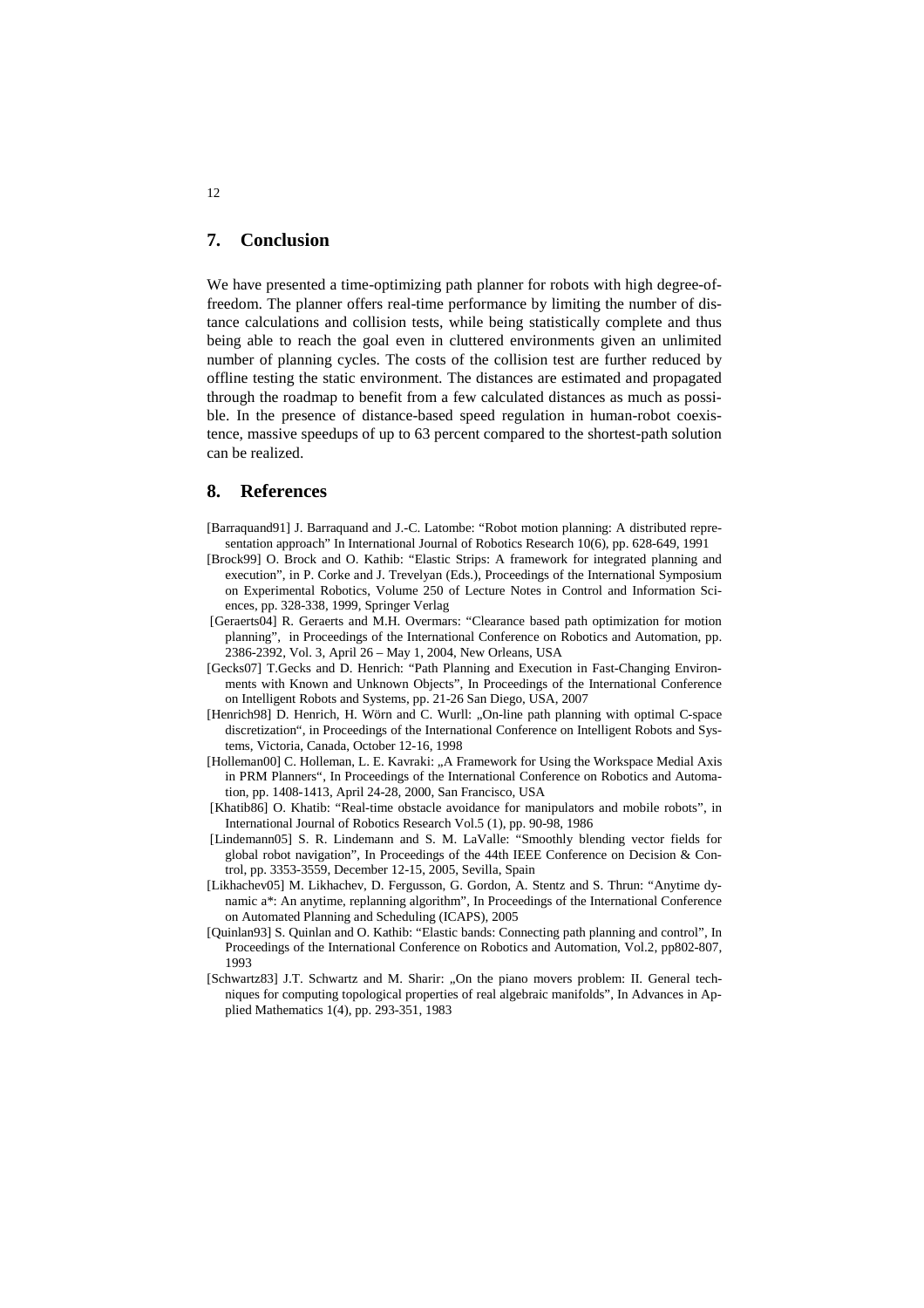## 7. Conclusion

We have presented a time-optimizing path planner for robots with high degree-of-freedom. The planner offers real-time performance by limiting the number of distance calculations and collision tests, while being statistically complete and thus being able to reach the goal even in cluttered environments given an unlimited number of planning cycles. The costs of the collision test are further reduced by offline testing the static environment. The distances are estimated and propagated through the roadmap to benefit from a few calculated distances as much as possible. In the presence of distance-based speed regulation in human-robot coexistence, massive speedups of up to 63 percent compared to the shortest-path solution can be realized.

## 8. References

[Barraquand91] J. Barraquand and J.-C. Latombe: "Robot motion planning: A distributed representation approach" In International Journal of Robotics Research 10(6), pp. 628-649, 1991

[Brock99] O. Brock and O. Kathib: "Elastic Strips: A framework for integrated planning and execution", in P. Corke and J. Trevelyan (Eds.), Proceedings of the International Symposium on Experimental Robotics, Volume 250 of Lecture Notes in Control and Information Sciences, pp. 328-338, 1999, Springer Verlag

[Geraerts04] R. Geraerts and M.H. Overmars: "Clearance based path optimization for motion planning", in Proceedings of the International Conference on Robotics and Automation, pp. 2386-2392, Vol. 3, April 26 – May 1, 2004, New Orleans, USA

[Gecks07] T.Gecks and D. Henrich: "Path Planning and Execution in Fast-Changing Environments with Known and Unknown Objects", In Proceedings of the International Conference on Intelligent Robots and Systems, pp. 21-26 San Diego, USA, 2007

[Henrich98] D. Henrich, H. Wörn and C. Wurll: „On-line path planning with optimal C-space discretization", in Proceedings of the International Conference on Intelligent Robots and Systems, Victoria, Canada, October 12-16, 1998

[Holleman00] C. Holleman, L. E. Kavraki: „A Framework for Using the Workspace Medial Axis in PRM Planners", In Proceedings of the International Conference on Robotics and Automation, pp. 1408-1413, April 24-28, 2000, San Francisco, USA

[Khatib86] O. Khatib: "Real-time obstacle avoidance for manipulators and mobile robots", in International Journal of Robotics Research Vol.5 (1), pp. 90-98, 1986

[Lindemann05] S. R. Lindemann and S. M. LaValle: "Smoothly blending vector fields for global robot navigation", In Proceedings of the 44th IEEE Conference on Decision & Control, pp. 3353-3559, December 12-15, 2005, Sevilla, Spain

[Likhachev05] M. Likhachev, D. Fergusson, G. Gordon, A. Stentz and S. Thrun: "Anytime dynamic a*: An anytime, replanning algorithm", In Proceedings of the International Conference on Automated Planning and Scheduling (ICAPS), 2005

[Quinlan93] S. Quinlan and O. Kathib: "Elastic bands: Connecting path planning and control", In Proceedings of the International Conference on Robotics and Automation, Vol.2, pp802-807, 1993

[Schwartz83] J.T. Schwartz and M. Sharir: „On the piano movers problem: II. General techniques for computing topological properties of real algebraic manifolds", In Advances in Applied Mathematics 1(4), pp. 293-351, 1983